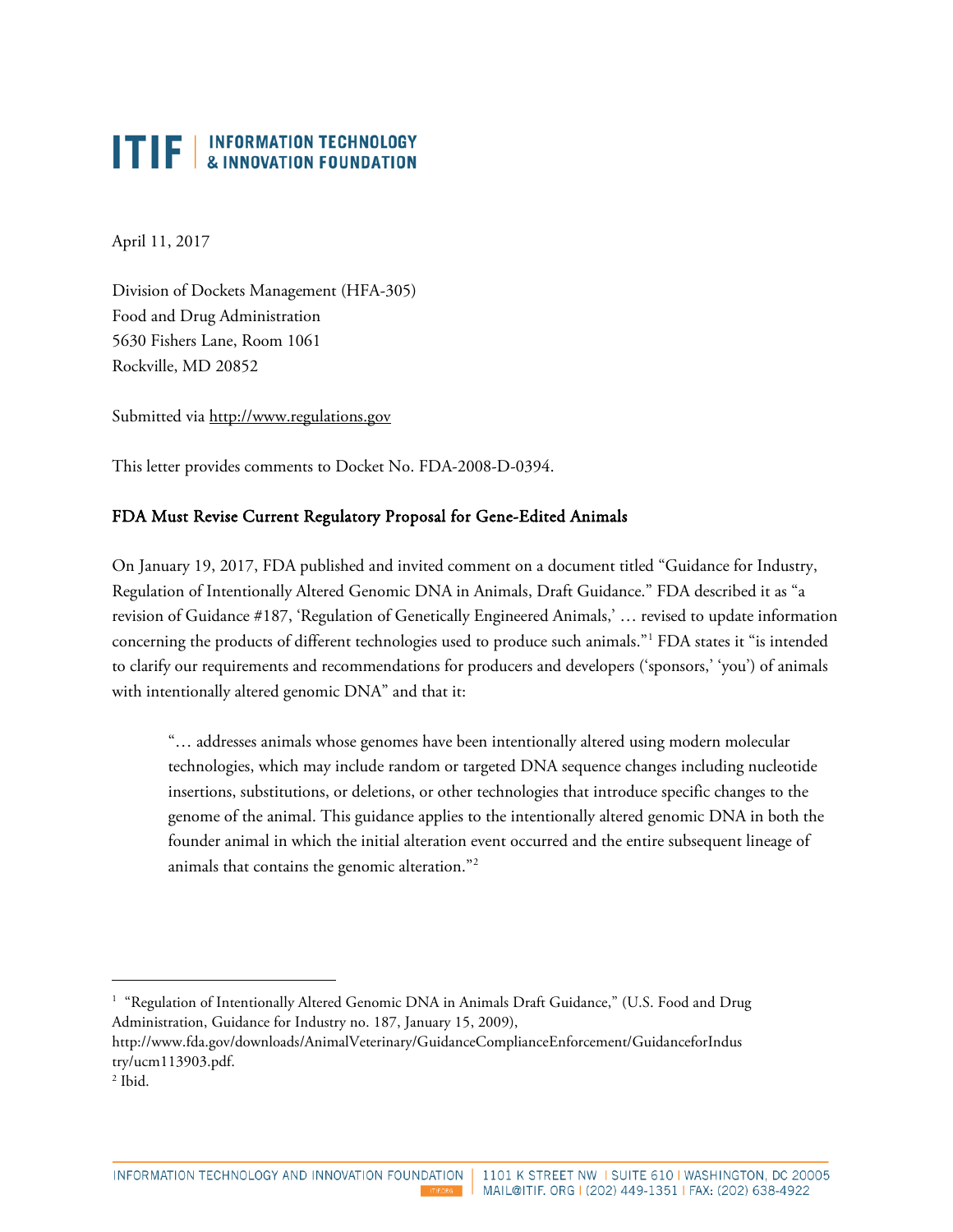# ITIF | INFORMATION TECHNOLOGY & INNOVATION FOUNDATION

April 11, 2017

Division of Dockets Management (HFA-305)
Food and Drug Administration
5630 Fishers Lane, Room 1061
Rockville, MD 20852

Submitted via http://www.regulations.gov

This letter provides comments to Docket No. FDA-2008-D-0394.

## FDA Must Revise Current Regulatory Proposal for Gene-Edited Animals

On January 19, 2017, FDA published and invited comment on a document titled "Guidance for Industry, Regulation of Intentionally Altered Genomic DNA in Animals, Draft Guidance." FDA described it as "a revision of Guidance #187, 'Regulation of Genetically Engineered Animals,' … revised to update information concerning the products of different technologies used to produce such animals."[1] FDA states it "is intended to clarify our requirements and recommendations for producers and developers ('sponsors,' 'you') of animals with intentionally altered genomic DNA" and that it:

> "… addresses animals whose genomes have been intentionally altered using modern molecular technologies, which may include random or targeted DNA sequence changes including nucleotide insertions, substitutions, or deletions, or other technologies that introduce specific changes to the genome of the animal. This guidance applies to the intentionally altered genomic DNA in both the founder animal in which the initial alteration event occurred and the entire subsequent lineage of animals that contains the genomic alteration."[2]

---

[1] "Regulation of Intentionally Altered Genomic DNA in Animals Draft Guidance," (U.S. Food and Drug Administration, Guidance for Industry no. 187, January 15, 2009), http://www.fda.gov/downloads/AnimalVeterinary/GuidanceComplianceEnforcement/GuidanceforIndustry/ucm113903.pdf.

[2] Ibid.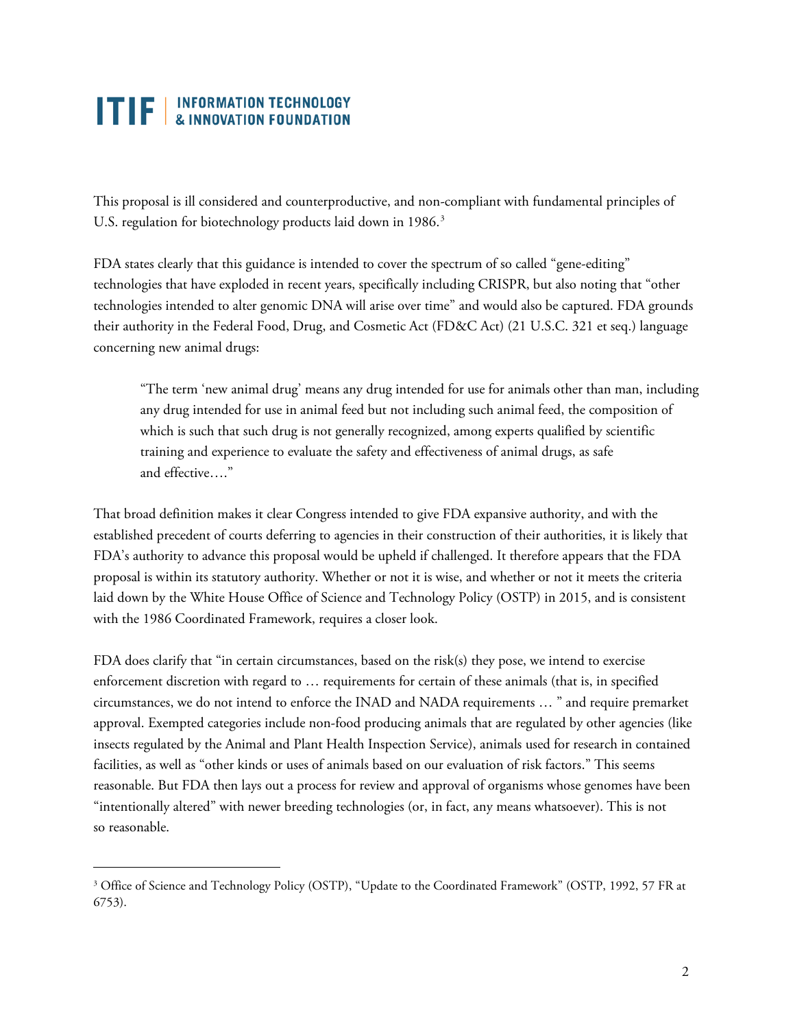This proposal is ill considered and counterproductive, and non-compliant with fundamental principles of U.S. regulation for biotechnology products laid down in 1986.[3]

FDA states clearly that this guidance is intended to cover the spectrum of so called "gene-editing" technologies that have exploded in recent years, specifically including CRISPR, but also noting that "other technologies intended to alter genomic DNA will arise over time" and would also be captured. FDA grounds their authority in the Federal Food, Drug, and Cosmetic Act (FD&C Act) (21 U.S.C. 321 et seq.) language concerning new animal drugs:

> "The term 'new animal drug' means any drug intended for use for animals other than man, including any drug intended for use in animal feed but not including such animal feed, the composition of which is such that such drug is not generally recognized, among experts qualified by scientific training and experience to evaluate the safety and effectiveness of animal drugs, as safe and effective…."

That broad definition makes it clear Congress intended to give FDA expansive authority, and with the established precedent of courts deferring to agencies in their construction of their authorities, it is likely that FDA's authority to advance this proposal would be upheld if challenged. It therefore appears that the FDA proposal is within its statutory authority. Whether or not it is wise, and whether or not it meets the criteria laid down by the White House Office of Science and Technology Policy (OSTP) in 2015, and is consistent with the 1986 Coordinated Framework, requires a closer look.

FDA does clarify that "in certain circumstances, based on the risk(s) they pose, we intend to exercise enforcement discretion with regard to … requirements for certain of these animals (that is, in specified circumstances, we do not intend to enforce the INAD and NADA requirements … " and require premarket approval. Exempted categories include non-food producing animals that are regulated by other agencies (like insects regulated by the Animal and Plant Health Inspection Service), animals used for research in contained facilities, as well as "other kinds or uses of animals based on our evaluation of risk factors." This seems reasonable. But FDA then lays out a process for review and approval of organisms whose genomes have been "intentionally altered" with newer breeding technologies (or, in fact, any means whatsoever). This is not so reasonable.

[3] Office of Science and Technology Policy (OSTP), "Update to the Coordinated Framework" (OSTP, 1992, 57 FR at 6753).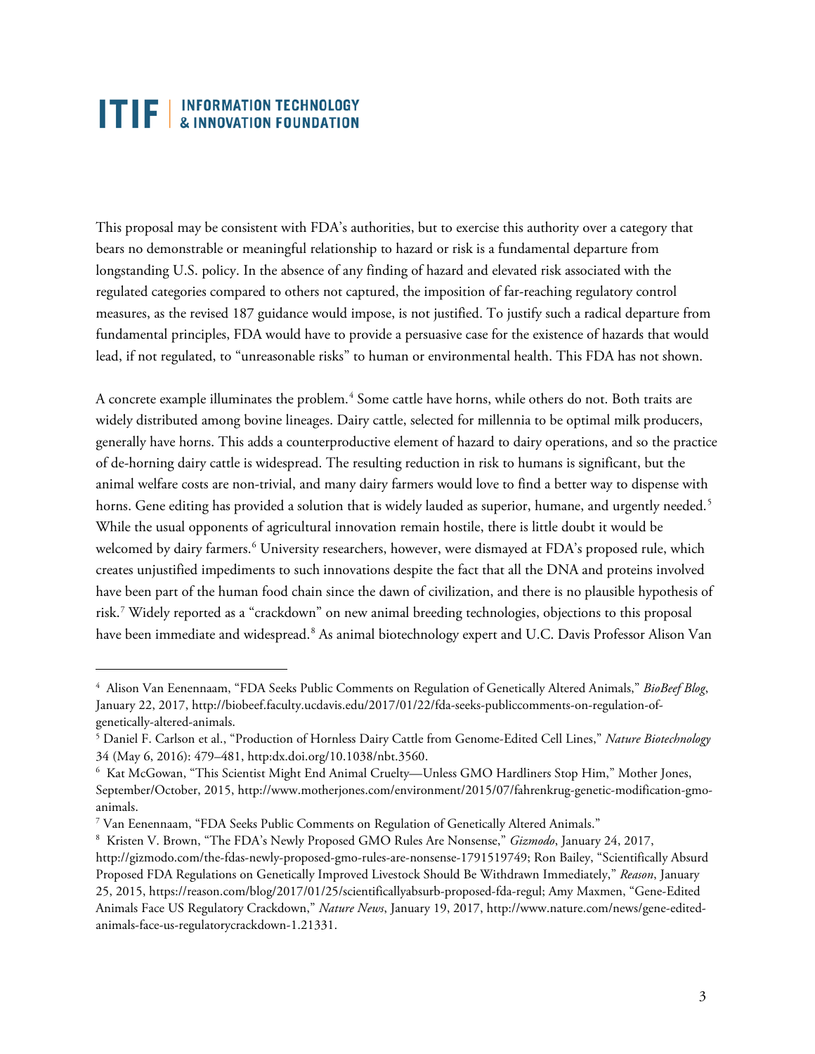This proposal may be consistent with FDA's authorities, but to exercise this authority over a category that bears no demonstrable or meaningful relationship to hazard or risk is a fundamental departure from longstanding U.S. policy. In the absence of any finding of hazard and elevated risk associated with the regulated categories compared to others not captured, the imposition of far-reaching regulatory control measures, as the revised 187 guidance would impose, is not justified. To justify such a radical departure from fundamental principles, FDA would have to provide a persuasive case for the existence of hazards that would lead, if not regulated, to "unreasonable risks" to human or environmental health. This FDA has not shown.

A concrete example illuminates the problem.[4] Some cattle have horns, while others do not. Both traits are widely distributed among bovine lineages. Dairy cattle, selected for millennia to be optimal milk producers, generally have horns. This adds a counterproductive element of hazard to dairy operations, and so the practice of de-horning dairy cattle is widespread. The resulting reduction in risk to humans is significant, but the animal welfare costs are non-trivial, and many dairy farmers would love to find a better way to dispense with horns. Gene editing has provided a solution that is widely lauded as superior, humane, and urgently needed.[5] While the usual opponents of agricultural innovation remain hostile, there is little doubt it would be welcomed by dairy farmers.[6] University researchers, however, were dismayed at FDA's proposed rule, which creates unjustified impediments to such innovations despite the fact that all the DNA and proteins involved have been part of the human food chain since the dawn of civilization, and there is no plausible hypothesis of risk.[7] Widely reported as a "crackdown" on new animal breeding technologies, objections to this proposal have been immediate and widespread.[8] As animal biotechnology expert and U.C. Davis Professor Alison Van

---

[4] Alison Van Eenennaam, "FDA Seeks Public Comments on Regulation of Genetically Altered Animals," *BioBeef Blog*, January 22, 2017, http://biobeef.faculty.ucdavis.edu/2017/01/22/fda-seeks-publiccomments-on-regulation-of-genetically-altered-animals.

[5] Daniel F. Carlson et al., "Production of Hornless Dairy Cattle from Genome-Edited Cell Lines," *Nature Biotechnology* 34 (May 6, 2016): 479–481, http:dx.doi.org/10.1038/nbt.3560.

[6] Kat McGowan, "This Scientist Might End Animal Cruelty—Unless GMO Hardliners Stop Him," Mother Jones, September/October, 2015, http://www.motherjones.com/environment/2015/07/fahrenkrug-genetic-modification-gmo-animals.

[7] Van Eenennaam, "FDA Seeks Public Comments on Regulation of Genetically Altered Animals."

[8] Kristen V. Brown, "The FDA's Newly Proposed GMO Rules Are Nonsense," *Gizmodo*, January 24, 2017, http://gizmodo.com/the-fdas-newly-proposed-gmo-rules-are-nonsense-1791519749; Ron Bailey, "Scientifically Absurd Proposed FDA Regulations on Genetically Improved Livestock Should Be Withdrawn Immediately," *Reason*, January 25, 2015, https://reason.com/blog/2017/01/25/scientificallyabsurb-proposed-fda-regul; Amy Maxmen, "Gene-Edited Animals Face US Regulatory Crackdown," *Nature News*, January 19, 2017, http://www.nature.com/news/gene-edited-animals-face-us-regulatorycrackdown-1.21331.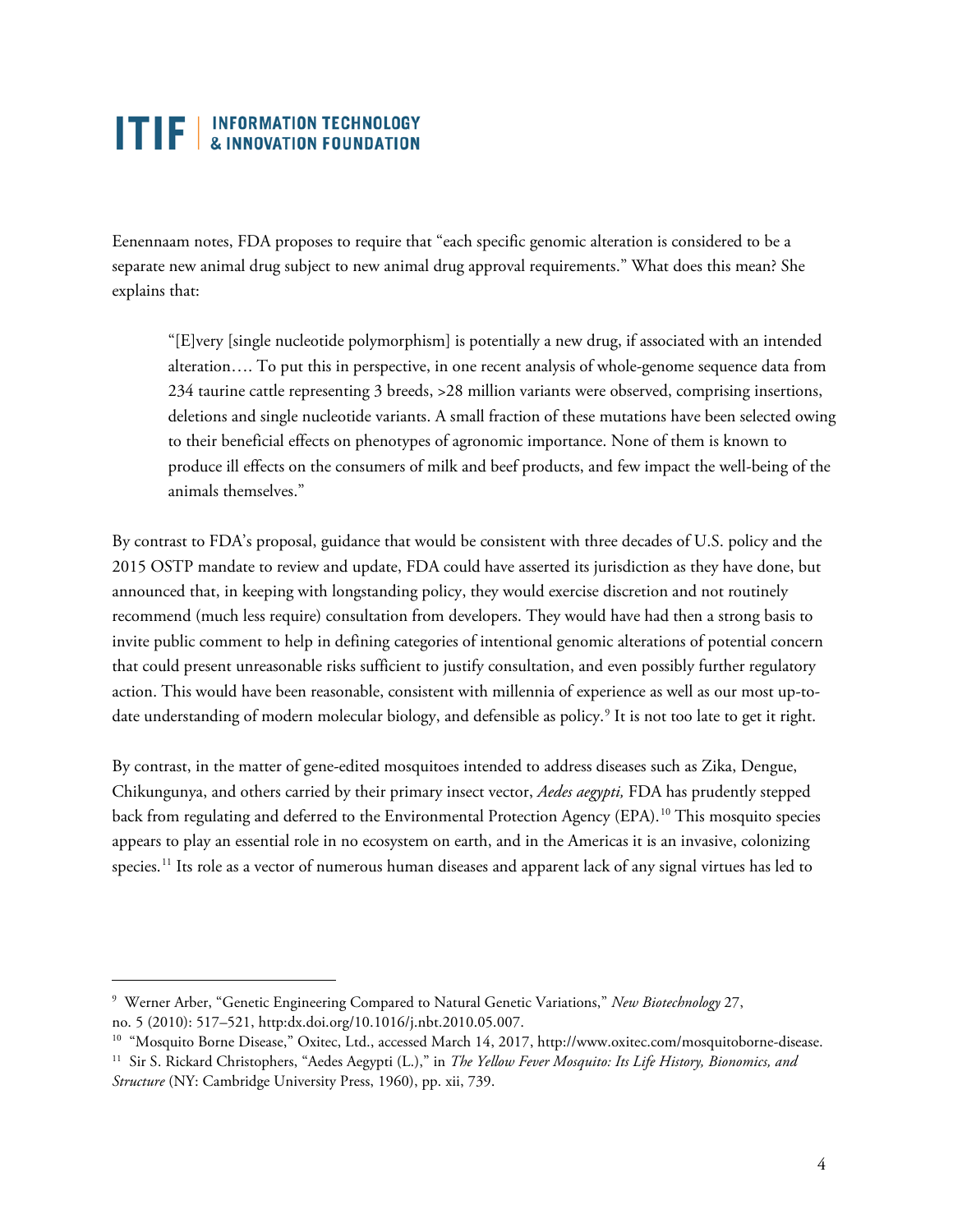Eenennaam notes, FDA proposes to require that "each specific genomic alteration is considered to be a separate new animal drug subject to new animal drug approval requirements." What does this mean? She explains that:

> "[E]very [single nucleotide polymorphism] is potentially a new drug, if associated with an intended alteration…. To put this in perspective, in one recent analysis of whole-genome sequence data from 234 taurine cattle representing 3 breeds, >28 million variants were observed, comprising insertions, deletions and single nucleotide variants. A small fraction of these mutations have been selected owing to their beneficial effects on phenotypes of agronomic importance. None of them is known to produce ill effects on the consumers of milk and beef products, and few impact the well-being of the animals themselves."

By contrast to FDA's proposal, guidance that would be consistent with three decades of U.S. policy and the 2015 OSTP mandate to review and update, FDA could have asserted its jurisdiction as they have done, but announced that, in keeping with longstanding policy, they would exercise discretion and not routinely recommend (much less require) consultation from developers. They would have had then a strong basis to invite public comment to help in defining categories of intentional genomic alterations of potential concern that could present unreasonable risks sufficient to justify consultation, and even possibly further regulatory action. This would have been reasonable, consistent with millennia of experience as well as our most up-to-date understanding of modern molecular biology, and defensible as policy.[9] It is not too late to get it right.

By contrast, in the matter of gene-edited mosquitoes intended to address diseases such as Zika, Dengue, Chikungunya, and others carried by their primary insect vector, *Aedes aegypti,* FDA has prudently stepped back from regulating and deferred to the Environmental Protection Agency (EPA).[10] This mosquito species appears to play an essential role in no ecosystem on earth, and in the Americas it is an invasive, colonizing species.[11] Its role as a vector of numerous human diseases and apparent lack of any signal virtues has led to

---

[9] Werner Arber, "Genetic Engineering Compared to Natural Genetic Variations," *New Biotechnology* 27, no. 5 (2010): 517–521, http:dx.doi.org/10.1016/j.nbt.2010.05.007.

[10] "Mosquito Borne Disease," Oxitec, Ltd., accessed March 14, 2017, http://www.oxitec.com/mosquitoborne-disease.

[11] Sir S. Rickard Christophers, "Aedes Aegypti (L.)," in *The Yellow Fever Mosquito: Its Life History, Bionomics, and Structure* (NY: Cambridge University Press, 1960), pp. xii, 739.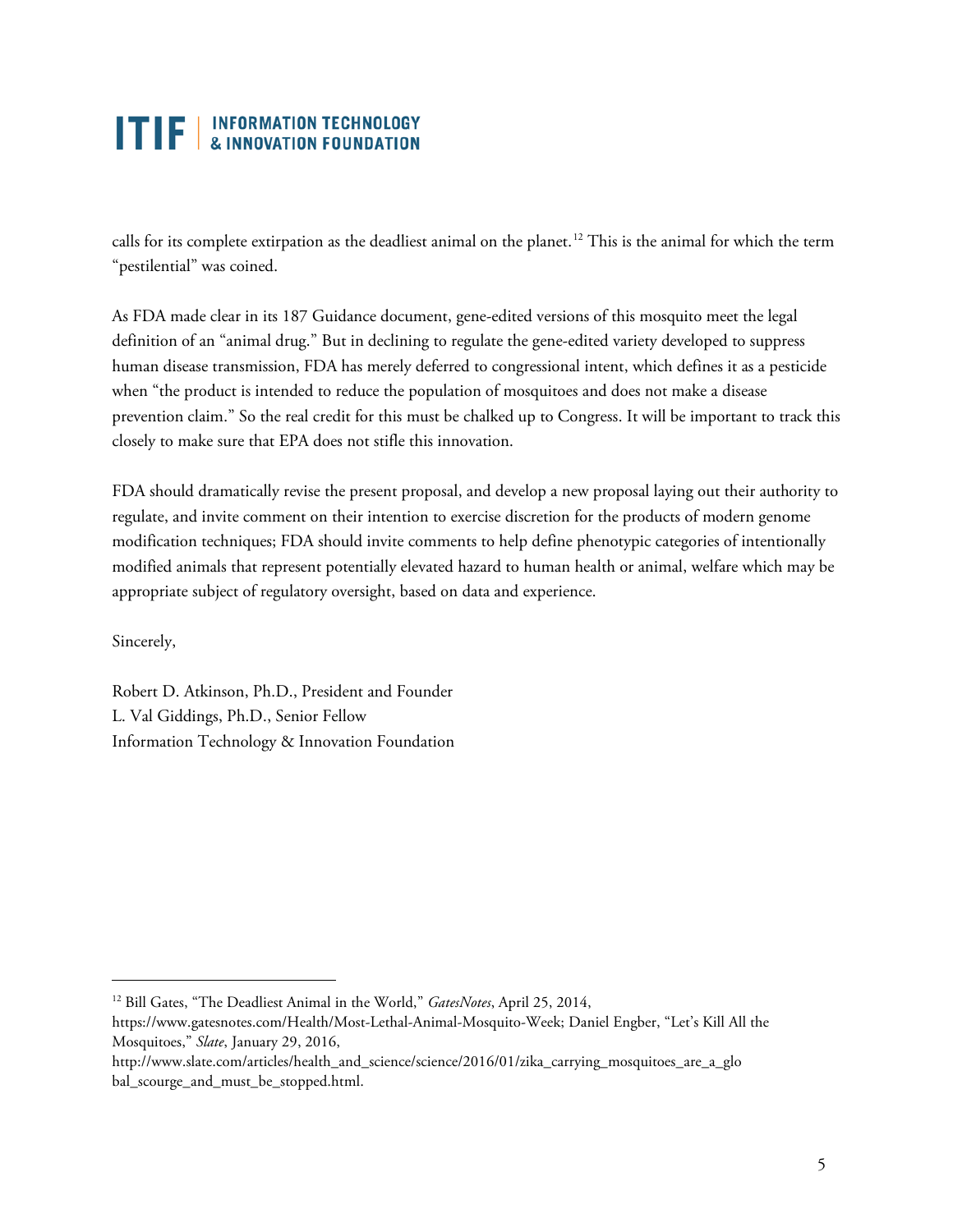calls for its complete extirpation as the deadliest animal on the planet.[12] This is the animal for which the term "pestilential" was coined.

As FDA made clear in its 187 Guidance document, gene-edited versions of this mosquito meet the legal definition of an "animal drug." But in declining to regulate the gene-edited variety developed to suppress human disease transmission, FDA has merely deferred to congressional intent, which defines it as a pesticide when "the product is intended to reduce the population of mosquitoes and does not make a disease prevention claim." So the real credit for this must be chalked up to Congress. It will be important to track this closely to make sure that EPA does not stifle this innovation.

FDA should dramatically revise the present proposal, and develop a new proposal laying out their authority to regulate, and invite comment on their intention to exercise discretion for the products of modern genome modification techniques; FDA should invite comments to help define phenotypic categories of intentionally modified animals that represent potentially elevated hazard to human health or animal, welfare which may be appropriate subject of regulatory oversight, based on data and experience.

Sincerely,

Robert D. Atkinson, Ph.D., President and Founder
L. Val Giddings, Ph.D., Senior Fellow
Information Technology & Innovation Foundation

---

[12] Bill Gates, "The Deadliest Animal in the World," *GatesNotes*, April 25, 2014, https://www.gatesnotes.com/Health/Most-Lethal-Animal-Mosquito-Week; Daniel Engber, "Let's Kill All the Mosquitoes," *Slate*, January 29, 2016, http://www.slate.com/articles/health_and_science/science/2016/01/zika_carrying_mosquitoes_are_a_global_scourge_and_must_be_stopped.html.